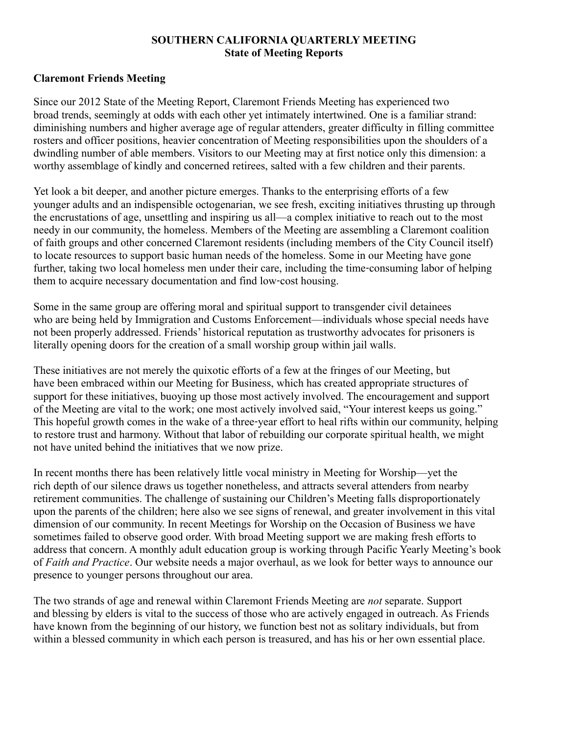# SOUTHERN CALIFORNIA QUARTERLY MEETING
## State of Meeting Reports

### Claremont Friends Meeting

Since our 2012 State of the Meeting Report, Claremont Friends Meeting has experienced two broad trends, seemingly at odds with each other yet intimately intertwined. One is a familiar strand: diminishing numbers and higher average age of regular attenders, greater difficulty in filling committee rosters and officer positions, heavier concentration of Meeting responsibilities upon the shoulders of a dwindling number of able members. Visitors to our Meeting may at first notice only this dimension: a worthy assemblage of kindly and concerned retirees, salted with a few children and their parents.

Yet look a bit deeper, and another picture emerges. Thanks to the enterprising efforts of a few younger adults and an indispensible octogenarian, we see fresh, exciting initiatives thrusting up through the encrustations of age, unsettling and inspiring us all—a complex initiative to reach out to the most needy in our community, the homeless. Members of the Meeting are assembling a Claremont coalition of faith groups and other concerned Claremont residents (including members of the City Council itself) to locate resources to support basic human needs of the homeless. Some in our Meeting have gone further, taking two local homeless men under their care, including the time-consuming labor of helping them to acquire necessary documentation and find low-cost housing.

Some in the same group are offering moral and spiritual support to transgender civil detainees who are being held by Immigration and Customs Enforcement—individuals whose special needs have not been properly addressed. Friends' historical reputation as trustworthy advocates for prisoners is literally opening doors for the creation of a small worship group within jail walls.

These initiatives are not merely the quixotic efforts of a few at the fringes of our Meeting, but have been embraced within our Meeting for Business, which has created appropriate structures of support for these initiatives, buoying up those most actively involved. The encouragement and support of the Meeting are vital to the work; one most actively involved said, "Your interest keeps us going." This hopeful growth comes in the wake of a three-year effort to heal rifts within our community, helping to restore trust and harmony. Without that labor of rebuilding our corporate spiritual health, we might not have united behind the initiatives that we now prize.

In recent months there has been relatively little vocal ministry in Meeting for Worship—yet the rich depth of our silence draws us together nonetheless, and attracts several attenders from nearby retirement communities. The challenge of sustaining our Children's Meeting falls disproportionately upon the parents of the children; here also we see signs of renewal, and greater involvement in this vital dimension of our community. In recent Meetings for Worship on the Occasion of Business we have sometimes failed to observe good order. With broad Meeting support we are making fresh efforts to address that concern. A monthly adult education group is working through Pacific Yearly Meeting's book of *Faith and Practice*. Our website needs a major overhaul, as we look for better ways to announce our presence to younger persons throughout our area.

The two strands of age and renewal within Claremont Friends Meeting are *not* separate. Support and blessing by elders is vital to the success of those who are actively engaged in outreach. As Friends have known from the beginning of our history, we function best not as solitary individuals, but from within a blessed community in which each person is treasured, and has his or her own essential place.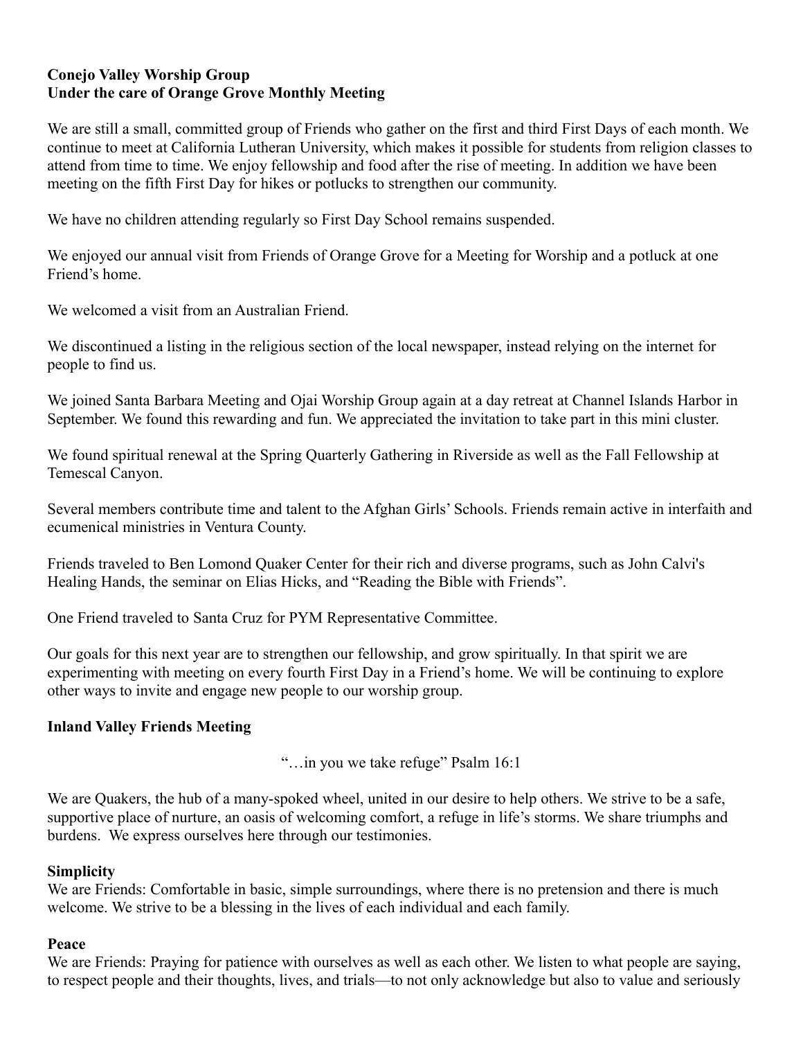**Conejo Valley Worship Group**
**Under the care of Orange Grove Monthly Meeting**

We are still a small, committed group of Friends who gather on the first and third First Days of each month. We continue to meet at California Lutheran University, which makes it possible for students from religion classes to attend from time to time. We enjoy fellowship and food after the rise of meeting. In addition we have been meeting on the fifth First Day for hikes or potlucks to strengthen our community.

We have no children attending regularly so First Day School remains suspended.

We enjoyed our annual visit from Friends of Orange Grove for a Meeting for Worship and a potluck at one Friend's home.

We welcomed a visit from an Australian Friend.

We discontinued a listing in the religious section of the local newspaper, instead relying on the internet for people to find us.

We joined Santa Barbara Meeting and Ojai Worship Group again at a day retreat at Channel Islands Harbor in September. We found this rewarding and fun. We appreciated the invitation to take part in this mini cluster.

We found spiritual renewal at the Spring Quarterly Gathering in Riverside as well as the Fall Fellowship at Temescal Canyon.

Several members contribute time and talent to the Afghan Girls' Schools. Friends remain active in interfaith and ecumenical ministries in Ventura County.

Friends traveled to Ben Lomond Quaker Center for their rich and diverse programs, such as John Calvi's Healing Hands, the seminar on Elias Hicks, and "Reading the Bible with Friends".

One Friend traveled to Santa Cruz for PYM Representative Committee.

Our goals for this next year are to strengthen our fellowship, and grow spiritually. In that spirit we are experimenting with meeting on every fourth First Day in a Friend's home. We will be continuing to explore other ways to invite and engage new people to our worship group.

**Inland Valley Friends Meeting**

"…in you we take refuge" Psalm 16:1

We are Quakers, the hub of a many-spoked wheel, united in our desire to help others. We strive to be a safe, supportive place of nurture, an oasis of welcoming comfort, a refuge in life's storms. We share triumphs and burdens. We express ourselves here through our testimonies.

**Simplicity**
We are Friends: Comfortable in basic, simple surroundings, where there is no pretension and there is much welcome. We strive to be a blessing in the lives of each individual and each family.

**Peace**
We are Friends: Praying for patience with ourselves as well as each other. We listen to what people are saying, to respect people and their thoughts, lives, and trials—to not only acknowledge but also to value and seriously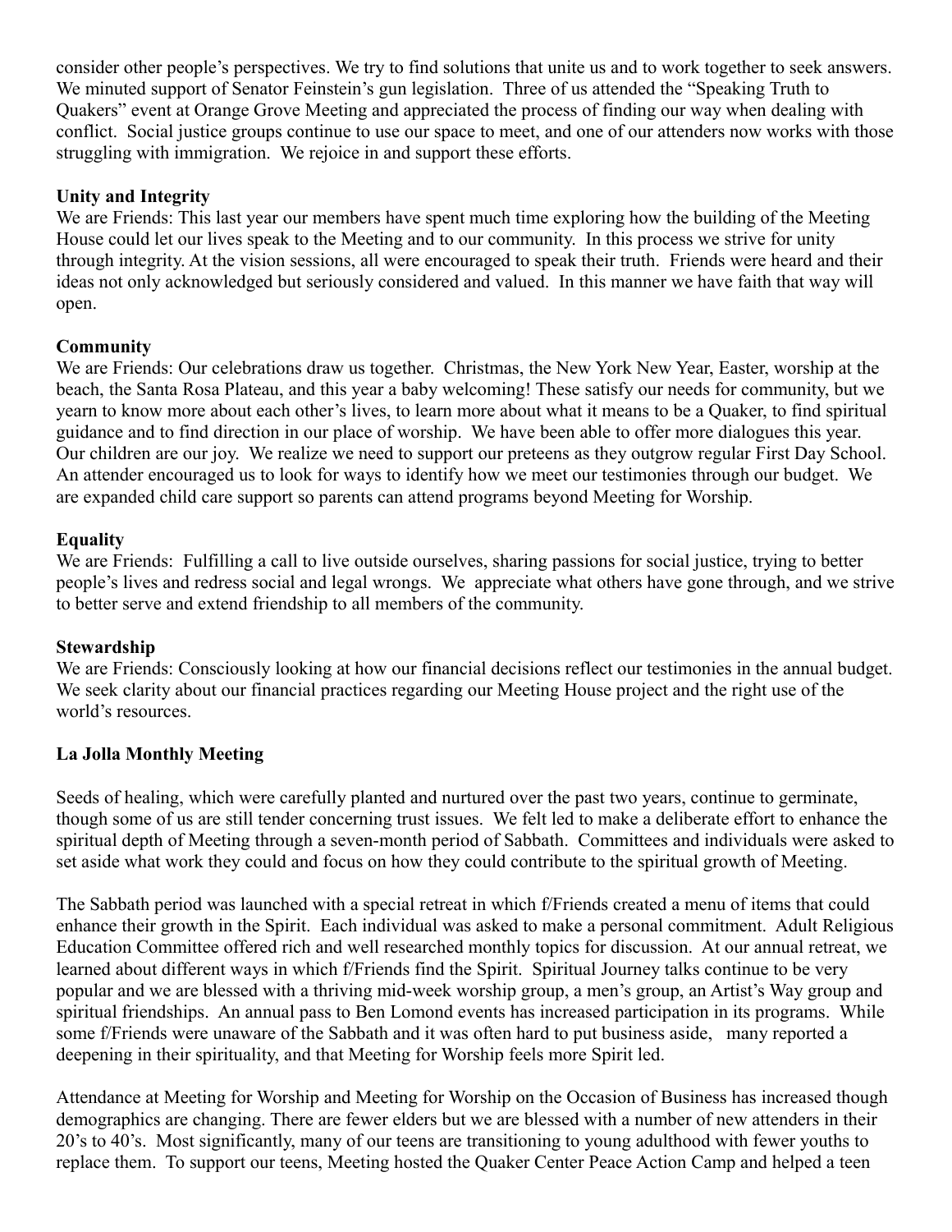consider other people's perspectives. We try to find solutions that unite us and to work together to seek answers. We minuted support of Senator Feinstein's gun legislation. Three of us attended the "Speaking Truth to Quakers" event at Orange Grove Meeting and appreciated the process of finding our way when dealing with conflict. Social justice groups continue to use our space to meet, and one of our attenders now works with those struggling with immigration. We rejoice in and support these efforts.

**Unity and Integrity**

We are Friends: This last year our members have spent much time exploring how the building of the Meeting House could let our lives speak to the Meeting and to our community. In this process we strive for unity through integrity. At the vision sessions, all were encouraged to speak their truth. Friends were heard and their ideas not only acknowledged but seriously considered and valued. In this manner we have faith that way will open.

**Community**

We are Friends: Our celebrations draw us together. Christmas, the New York New Year, Easter, worship at the beach, the Santa Rosa Plateau, and this year a baby welcoming! These satisfy our needs for community, but we yearn to know more about each other's lives, to learn more about what it means to be a Quaker, to find spiritual guidance and to find direction in our place of worship. We have been able to offer more dialogues this year. Our children are our joy. We realize we need to support our preteens as they outgrow regular First Day School. An attender encouraged us to look for ways to identify how we meet our testimonies through our budget. We are expanded child care support so parents can attend programs beyond Meeting for Worship.

**Equality**

We are Friends: Fulfilling a call to live outside ourselves, sharing passions for social justice, trying to better people's lives and redress social and legal wrongs. We appreciate what others have gone through, and we strive to better serve and extend friendship to all members of the community.

**Stewardship**

We are Friends: Consciously looking at how our financial decisions reflect our testimonies in the annual budget. We seek clarity about our financial practices regarding our Meeting House project and the right use of the world's resources.

**La Jolla Monthly Meeting**

Seeds of healing, which were carefully planted and nurtured over the past two years, continue to germinate, though some of us are still tender concerning trust issues. We felt led to make a deliberate effort to enhance the spiritual depth of Meeting through a seven-month period of Sabbath. Committees and individuals were asked to set aside what work they could and focus on how they could contribute to the spiritual growth of Meeting.

The Sabbath period was launched with a special retreat in which f/Friends created a menu of items that could enhance their growth in the Spirit. Each individual was asked to make a personal commitment. Adult Religious Education Committee offered rich and well researched monthly topics for discussion. At our annual retreat, we learned about different ways in which f/Friends find the Spirit. Spiritual Journey talks continue to be very popular and we are blessed with a thriving mid-week worship group, a men's group, an Artist's Way group and spiritual friendships. An annual pass to Ben Lomond events has increased participation in its programs. While some f/Friends were unaware of the Sabbath and it was often hard to put business aside, many reported a deepening in their spirituality, and that Meeting for Worship feels more Spirit led.

Attendance at Meeting for Worship and Meeting for Worship on the Occasion of Business has increased though demographics are changing. There are fewer elders but we are blessed with a number of new attenders in their 20's to 40's. Most significantly, many of our teens are transitioning to young adulthood with fewer youths to replace them. To support our teens, Meeting hosted the Quaker Center Peace Action Camp and helped a teen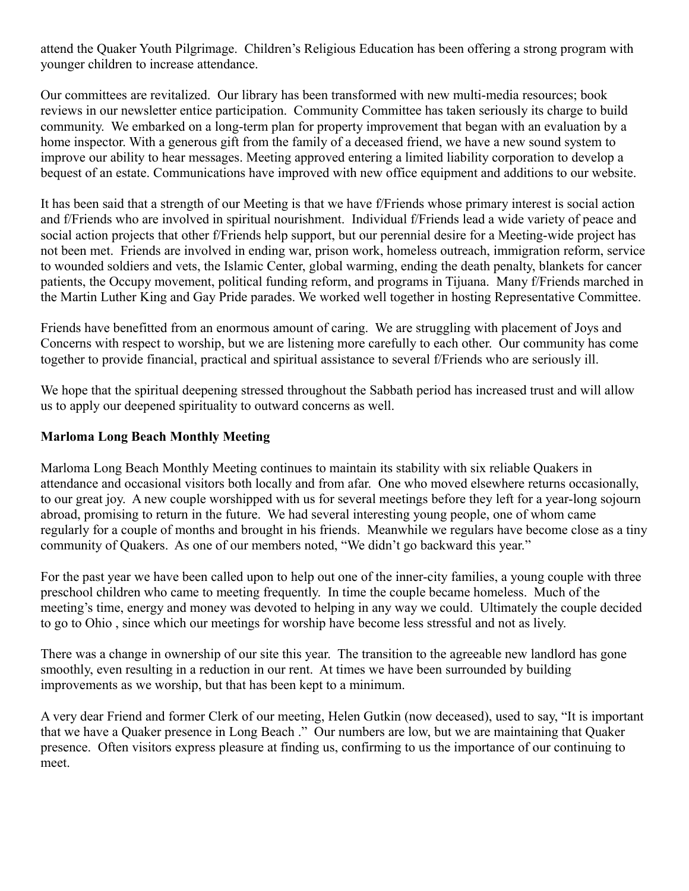attend the Quaker Youth Pilgrimage. Children's Religious Education has been offering a strong program with younger children to increase attendance.

Our committees are revitalized. Our library has been transformed with new multi-media resources; book reviews in our newsletter entice participation. Community Committee has taken seriously its charge to build community. We embarked on a long-term plan for property improvement that began with an evaluation by a home inspector. With a generous gift from the family of a deceased friend, we have a new sound system to improve our ability to hear messages. Meeting approved entering a limited liability corporation to develop a bequest of an estate. Communications have improved with new office equipment and additions to our website.

It has been said that a strength of our Meeting is that we have f/Friends whose primary interest is social action and f/Friends who are involved in spiritual nourishment. Individual f/Friends lead a wide variety of peace and social action projects that other f/Friends help support, but our perennial desire for a Meeting-wide project has not been met. Friends are involved in ending war, prison work, homeless outreach, immigration reform, service to wounded soldiers and vets, the Islamic Center, global warming, ending the death penalty, blankets for cancer patients, the Occupy movement, political funding reform, and programs in Tijuana. Many f/Friends marched in the Martin Luther King and Gay Pride parades. We worked well together in hosting Representative Committee.

Friends have benefitted from an enormous amount of caring. We are struggling with placement of Joys and Concerns with respect to worship, but we are listening more carefully to each other. Our community has come together to provide financial, practical and spiritual assistance to several f/Friends who are seriously ill.

We hope that the spiritual deepening stressed throughout the Sabbath period has increased trust and will allow us to apply our deepened spirituality to outward concerns as well.

**Marloma Long Beach Monthly Meeting**

Marloma Long Beach Monthly Meeting continues to maintain its stability with six reliable Quakers in attendance and occasional visitors both locally and from afar. One who moved elsewhere returns occasionally, to our great joy. A new couple worshipped with us for several meetings before they left for a year-long sojourn abroad, promising to return in the future. We had several interesting young people, one of whom came regularly for a couple of months and brought in his friends. Meanwhile we regulars have become close as a tiny community of Quakers. As one of our members noted, "We didn't go backward this year."

For the past year we have been called upon to help out one of the inner-city families, a young couple with three preschool children who came to meeting frequently. In time the couple became homeless. Much of the meeting's time, energy and money was devoted to helping in any way we could. Ultimately the couple decided to go to Ohio , since which our meetings for worship have become less stressful and not as lively.

There was a change in ownership of our site this year. The transition to the agreeable new landlord has gone smoothly, even resulting in a reduction in our rent. At times we have been surrounded by building improvements as we worship, but that has been kept to a minimum.

A very dear Friend and former Clerk of our meeting, Helen Gutkin (now deceased), used to say, "It is important that we have a Quaker presence in Long Beach ." Our numbers are low, but we are maintaining that Quaker presence. Often visitors express pleasure at finding us, confirming to us the importance of our continuing to meet.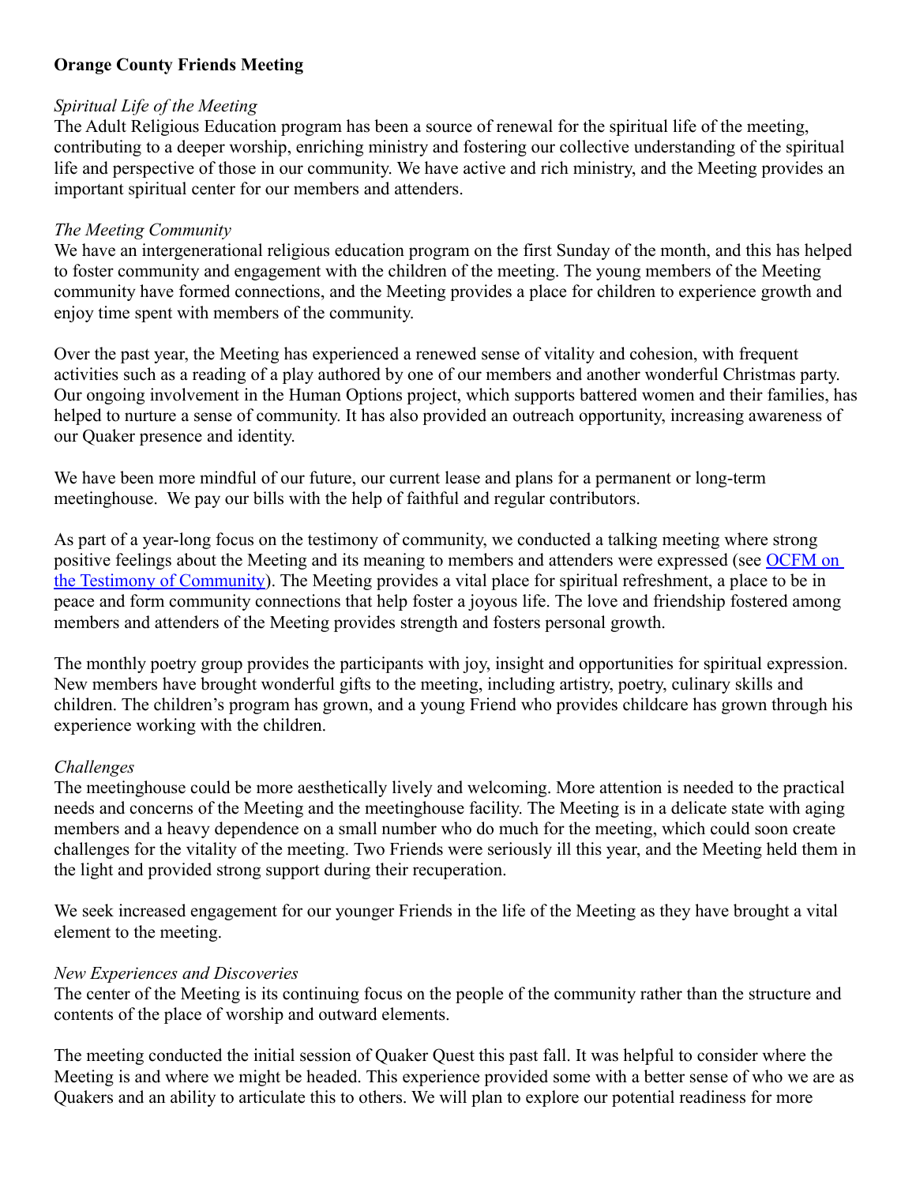**Orange County Friends Meeting**

*Spiritual Life of the Meeting*

The Adult Religious Education program has been a source of renewal for the spiritual life of the meeting, contributing to a deeper worship, enriching ministry and fostering our collective understanding of the spiritual life and perspective of those in our community. We have active and rich ministry, and the Meeting provides an important spiritual center for our members and attenders.

*The Meeting Community*

We have an intergenerational religious education program on the first Sunday of the month, and this has helped to foster community and engagement with the children of the meeting. The young members of the Meeting community have formed connections, and the Meeting provides a place for children to experience growth and enjoy time spent with members of the community.

Over the past year, the Meeting has experienced a renewed sense of vitality and cohesion, with frequent activities such as a reading of a play authored by one of our members and another wonderful Christmas party. Our ongoing involvement in the Human Options project, which supports battered women and their families, has helped to nurture a sense of community. It has also provided an outreach opportunity, increasing awareness of our Quaker presence and identity.

We have been more mindful of our future, our current lease and plans for a permanent or long-term meetinghouse. We pay our bills with the help of faithful and regular contributors.

As part of a year-long focus on the testimony of community, we conducted a talking meeting where strong positive feelings about the Meeting and its meaning to members and attenders were expressed (see OCFM on the Testimony of Community). The Meeting provides a vital place for spiritual refreshment, a place to be in peace and form community connections that help foster a joyous life. The love and friendship fostered among members and attenders of the Meeting provides strength and fosters personal growth.

The monthly poetry group provides the participants with joy, insight and opportunities for spiritual expression. New members have brought wonderful gifts to the meeting, including artistry, poetry, culinary skills and children. The children's program has grown, and a young Friend who provides childcare has grown through his experience working with the children.

*Challenges*

The meetinghouse could be more aesthetically lively and welcoming. More attention is needed to the practical needs and concerns of the Meeting and the meetinghouse facility. The Meeting is in a delicate state with aging members and a heavy dependence on a small number who do much for the meeting, which could soon create challenges for the vitality of the meeting. Two Friends were seriously ill this year, and the Meeting held them in the light and provided strong support during their recuperation.

We seek increased engagement for our younger Friends in the life of the Meeting as they have brought a vital element to the meeting.

*New Experiences and Discoveries*

The center of the Meeting is its continuing focus on the people of the community rather than the structure and contents of the place of worship and outward elements.

The meeting conducted the initial session of Quaker Quest this past fall. It was helpful to consider where the Meeting is and where we might be headed. This experience provided some with a better sense of who we are as Quakers and an ability to articulate this to others. We will plan to explore our potential readiness for more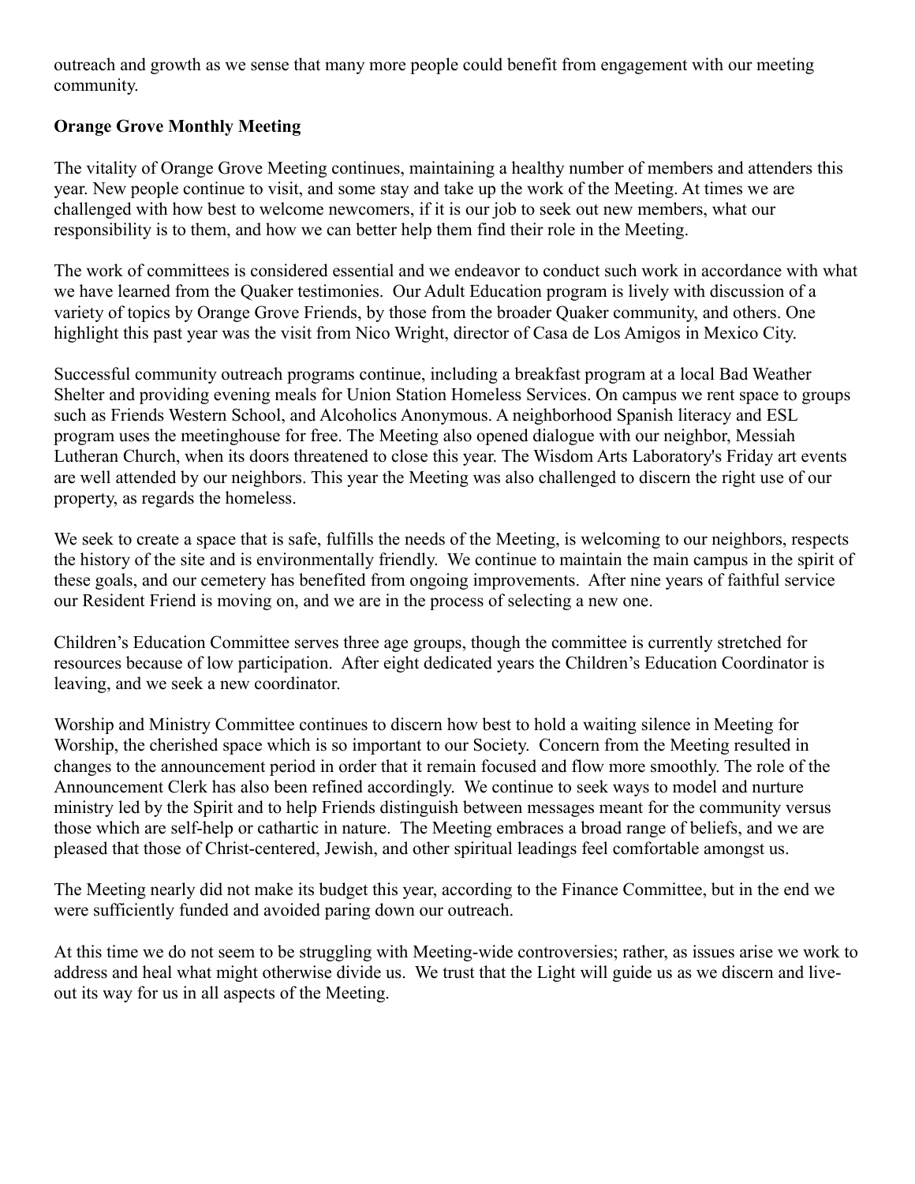outreach and growth as we sense that many more people could benefit from engagement with our meeting community.

**Orange Grove Monthly Meeting**

The vitality of Orange Grove Meeting continues, maintaining a healthy number of members and attenders this year. New people continue to visit, and some stay and take up the work of the Meeting. At times we are challenged with how best to welcome newcomers, if it is our job to seek out new members, what our responsibility is to them, and how we can better help them find their role in the Meeting.

The work of committees is considered essential and we endeavor to conduct such work in accordance with what we have learned from the Quaker testimonies. Our Adult Education program is lively with discussion of a variety of topics by Orange Grove Friends, by those from the broader Quaker community, and others. One highlight this past year was the visit from Nico Wright, director of Casa de Los Amigos in Mexico City.

Successful community outreach programs continue, including a breakfast program at a local Bad Weather Shelter and providing evening meals for Union Station Homeless Services. On campus we rent space to groups such as Friends Western School, and Alcoholics Anonymous. A neighborhood Spanish literacy and ESL program uses the meetinghouse for free. The Meeting also opened dialogue with our neighbor, Messiah Lutheran Church, when its doors threatened to close this year. The Wisdom Arts Laboratory's Friday art events are well attended by our neighbors. This year the Meeting was also challenged to discern the right use of our property, as regards the homeless.

We seek to create a space that is safe, fulfills the needs of the Meeting, is welcoming to our neighbors, respects the history of the site and is environmentally friendly. We continue to maintain the main campus in the spirit of these goals, and our cemetery has benefited from ongoing improvements. After nine years of faithful service our Resident Friend is moving on, and we are in the process of selecting a new one.

Children's Education Committee serves three age groups, though the committee is currently stretched for resources because of low participation. After eight dedicated years the Children's Education Coordinator is leaving, and we seek a new coordinator.

Worship and Ministry Committee continues to discern how best to hold a waiting silence in Meeting for Worship, the cherished space which is so important to our Society. Concern from the Meeting resulted in changes to the announcement period in order that it remain focused and flow more smoothly. The role of the Announcement Clerk has also been refined accordingly. We continue to seek ways to model and nurture ministry led by the Spirit and to help Friends distinguish between messages meant for the community versus those which are self-help or cathartic in nature. The Meeting embraces a broad range of beliefs, and we are pleased that those of Christ-centered, Jewish, and other spiritual leadings feel comfortable amongst us.

The Meeting nearly did not make its budget this year, according to the Finance Committee, but in the end we were sufficiently funded and avoided paring down our outreach.

At this time we do not seem to be struggling with Meeting-wide controversies; rather, as issues arise we work to address and heal what might otherwise divide us. We trust that the Light will guide us as we discern and live-out its way for us in all aspects of the Meeting.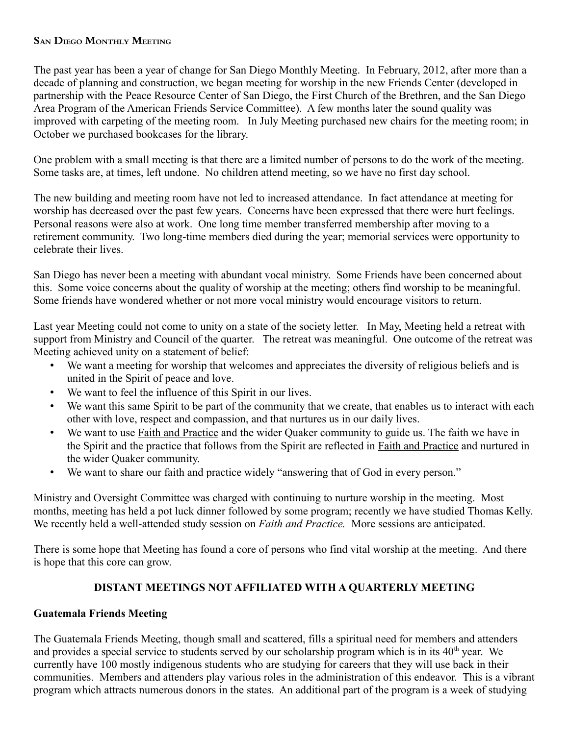**San Diego Monthly Meeting**

The past year has been a year of change for San Diego Monthly Meeting. In February, 2012, after more than a decade of planning and construction, we began meeting for worship in the new Friends Center (developed in partnership with the Peace Resource Center of San Diego, the First Church of the Brethren, and the San Diego Area Program of the American Friends Service Committee). A few months later the sound quality was improved with carpeting of the meeting room. In July Meeting purchased new chairs for the meeting room; in October we purchased bookcases for the library.

One problem with a small meeting is that there are a limited number of persons to do the work of the meeting. Some tasks are, at times, left undone. No children attend meeting, so we have no first day school.

The new building and meeting room have not led to increased attendance. In fact attendance at meeting for worship has decreased over the past few years. Concerns have been expressed that there were hurt feelings. Personal reasons were also at work. One long time member transferred membership after moving to a retirement community. Two long-time members died during the year; memorial services were opportunity to celebrate their lives.

San Diego has never been a meeting with abundant vocal ministry. Some Friends have been concerned about this. Some voice concerns about the quality of worship at the meeting; others find worship to be meaningful. Some friends have wondered whether or not more vocal ministry would encourage visitors to return.

Last year Meeting could not come to unity on a state of the society letter. In May, Meeting held a retreat with support from Ministry and Council of the quarter. The retreat was meaningful. One outcome of the retreat was Meeting achieved unity on a statement of belief:

- We want a meeting for worship that welcomes and appreciates the diversity of religious beliefs and is united in the Spirit of peace and love.
- We want to feel the influence of this Spirit in our lives.
- We want this same Spirit to be part of the community that we create, that enables us to interact with each other with love, respect and compassion, and that nurtures us in our daily lives.
- We want to use Faith and Practice and the wider Quaker community to guide us. The faith we have in the Spirit and the practice that follows from the Spirit are reflected in Faith and Practice and nurtured in the wider Quaker community.
- We want to share our faith and practice widely "answering that of God in every person."

Ministry and Oversight Committee was charged with continuing to nurture worship in the meeting. Most months, meeting has held a pot luck dinner followed by some program; recently we have studied Thomas Kelly. We recently held a well-attended study session on *Faith and Practice.* More sessions are anticipated.

There is some hope that Meeting has found a core of persons who find vital worship at the meeting. And there is hope that this core can grow.

## DISTANT MEETINGS NOT AFFILIATED WITH A QUARTERLY MEETING

**Guatemala Friends Meeting**

The Guatemala Friends Meeting, though small and scattered, fills a spiritual need for members and attenders and provides a special service to students served by our scholarship program which is in its 40th year. We currently have 100 mostly indigenous students who are studying for careers that they will use back in their communities. Members and attenders play various roles in the administration of this endeavor. This is a vibrant program which attracts numerous donors in the states. An additional part of the program is a week of studying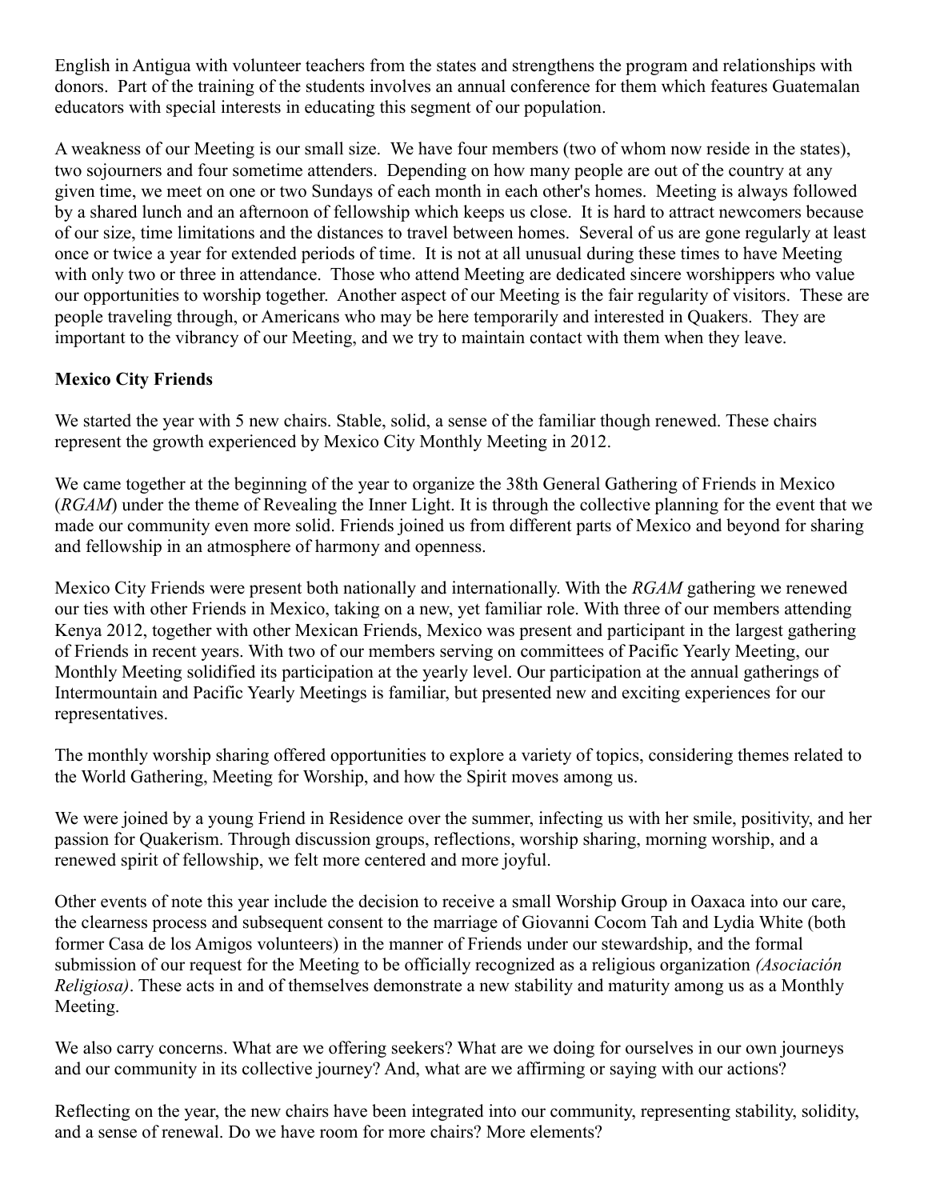English in Antigua with volunteer teachers from the states and strengthens the program and relationships with donors. Part of the training of the students involves an annual conference for them which features Guatemalan educators with special interests in educating this segment of our population.

A weakness of our Meeting is our small size. We have four members (two of whom now reside in the states), two sojourners and four sometime attenders. Depending on how many people are out of the country at any given time, we meet on one or two Sundays of each month in each other's homes. Meeting is always followed by a shared lunch and an afternoon of fellowship which keeps us close. It is hard to attract newcomers because of our size, time limitations and the distances to travel between homes. Several of us are gone regularly at least once or twice a year for extended periods of time. It is not at all unusual during these times to have Meeting with only two or three in attendance. Those who attend Meeting are dedicated sincere worshippers who value our opportunities to worship together. Another aspect of our Meeting is the fair regularity of visitors. These are people traveling through, or Americans who may be here temporarily and interested in Quakers. They are important to the vibrancy of our Meeting, and we try to maintain contact with them when they leave.

**Mexico City Friends**

We started the year with 5 new chairs. Stable, solid, a sense of the familiar though renewed. These chairs represent the growth experienced by Mexico City Monthly Meeting in 2012.

We came together at the beginning of the year to organize the 38th General Gathering of Friends in Mexico (*RGAM*) under the theme of Revealing the Inner Light. It is through the collective planning for the event that we made our community even more solid. Friends joined us from different parts of Mexico and beyond for sharing and fellowship in an atmosphere of harmony and openness.

Mexico City Friends were present both nationally and internationally. With the *RGAM* gathering we renewed our ties with other Friends in Mexico, taking on a new, yet familiar role. With three of our members attending Kenya 2012, together with other Mexican Friends, Mexico was present and participant in the largest gathering of Friends in recent years. With two of our members serving on committees of Pacific Yearly Meeting, our Monthly Meeting solidified its participation at the yearly level. Our participation at the annual gatherings of Intermountain and Pacific Yearly Meetings is familiar, but presented new and exciting experiences for our representatives.

The monthly worship sharing offered opportunities to explore a variety of topics, considering themes related to the World Gathering, Meeting for Worship, and how the Spirit moves among us.

We were joined by a young Friend in Residence over the summer, infecting us with her smile, positivity, and her passion for Quakerism. Through discussion groups, reflections, worship sharing, morning worship, and a renewed spirit of fellowship, we felt more centered and more joyful.

Other events of note this year include the decision to receive a small Worship Group in Oaxaca into our care, the clearness process and subsequent consent to the marriage of Giovanni Cocom Tah and Lydia White (both former Casa de los Amigos volunteers) in the manner of Friends under our stewardship, and the formal submission of our request for the Meeting to be officially recognized as a religious organization *(Asociación Religiosa)*. These acts in and of themselves demonstrate a new stability and maturity among us as a Monthly Meeting.

We also carry concerns. What are we offering seekers? What are we doing for ourselves in our own journeys and our community in its collective journey? And, what are we affirming or saying with our actions?

Reflecting on the year, the new chairs have been integrated into our community, representing stability, solidity, and a sense of renewal. Do we have room for more chairs? More elements?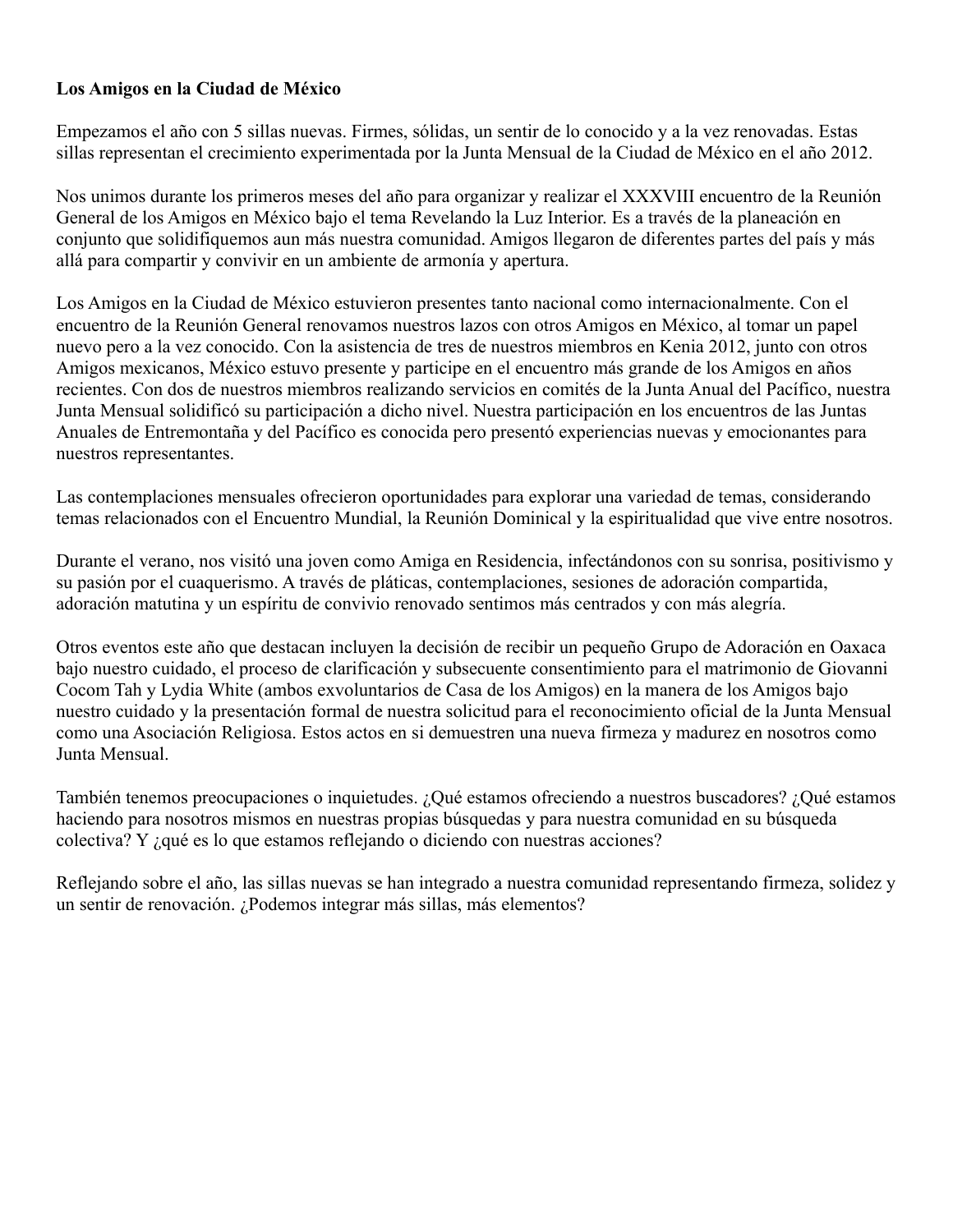**Los Amigos en la Ciudad de México**

Empezamos el año con 5 sillas nuevas. Firmes, sólidas, un sentir de lo conocido y a la vez renovadas. Estas sillas representan el crecimiento experimentada por la Junta Mensual de la Ciudad de México en el año 2012.

Nos unimos durante los primeros meses del año para organizar y realizar el XXXVIII encuentro de la Reunión General de los Amigos en México bajo el tema Revelando la Luz Interior. Es a través de la planeación en conjunto que solidifiquemos aun más nuestra comunidad. Amigos llegaron de diferentes partes del país y más allá para compartir y convivir en un ambiente de armonía y apertura.

Los Amigos en la Ciudad de México estuvieron presentes tanto nacional como internacionalmente. Con el encuentro de la Reunión General renovamos nuestros lazos con otros Amigos en México, al tomar un papel nuevo pero a la vez conocido. Con la asistencia de tres de nuestros miembros en Kenia 2012, junto con otros Amigos mexicanos, México estuvo presente y participe en el encuentro más grande de los Amigos en años recientes. Con dos de nuestros miembros realizando servicios en comités de la Junta Anual del Pacífico, nuestra Junta Mensual solidificó su participación a dicho nivel. Nuestra participación en los encuentros de las Juntas Anuales de Entremontaña y del Pacífico es conocida pero presentó experiencias nuevas y emocionantes para nuestros representantes.

Las contemplaciones mensuales ofrecieron oportunidades para explorar una variedad de temas, considerando temas relacionados con el Encuentro Mundial, la Reunión Dominical y la espiritualidad que vive entre nosotros.

Durante el verano, nos visitó una joven como Amiga en Residencia, infectándonos con su sonrisa, positivismo y su pasión por el cuaquerismo. A través de pláticas, contemplaciones, sesiones de adoración compartida, adoración matutina y un espíritu de convivio renovado sentimos más centrados y con más alegría.

Otros eventos este año que destacan incluyen la decisión de recibir un pequeño Grupo de Adoración en Oaxaca bajo nuestro cuidado, el proceso de clarificación y subsecuente consentimiento para el matrimonio de Giovanni Cocom Tah y Lydia White (ambos exvoluntarios de Casa de los Amigos) en la manera de los Amigos bajo nuestro cuidado y la presentación formal de nuestra solicitud para el reconocimiento oficial de la Junta Mensual como una Asociación Religiosa. Estos actos en si demuestren una nueva firmeza y madurez en nosotros como Junta Mensual.

También tenemos preocupaciones o inquietudes. ¿Qué estamos ofreciendo a nuestros buscadores? ¿Qué estamos haciendo para nosotros mismos en nuestras propias búsquedas y para nuestra comunidad en su búsqueda colectiva? Y ¿qué es lo que estamos reflejando o diciendo con nuestras acciones?

Reflejando sobre el año, las sillas nuevas se han integrado a nuestra comunidad representando firmeza, solidez y un sentir de renovación. ¿Podemos integrar más sillas, más elementos?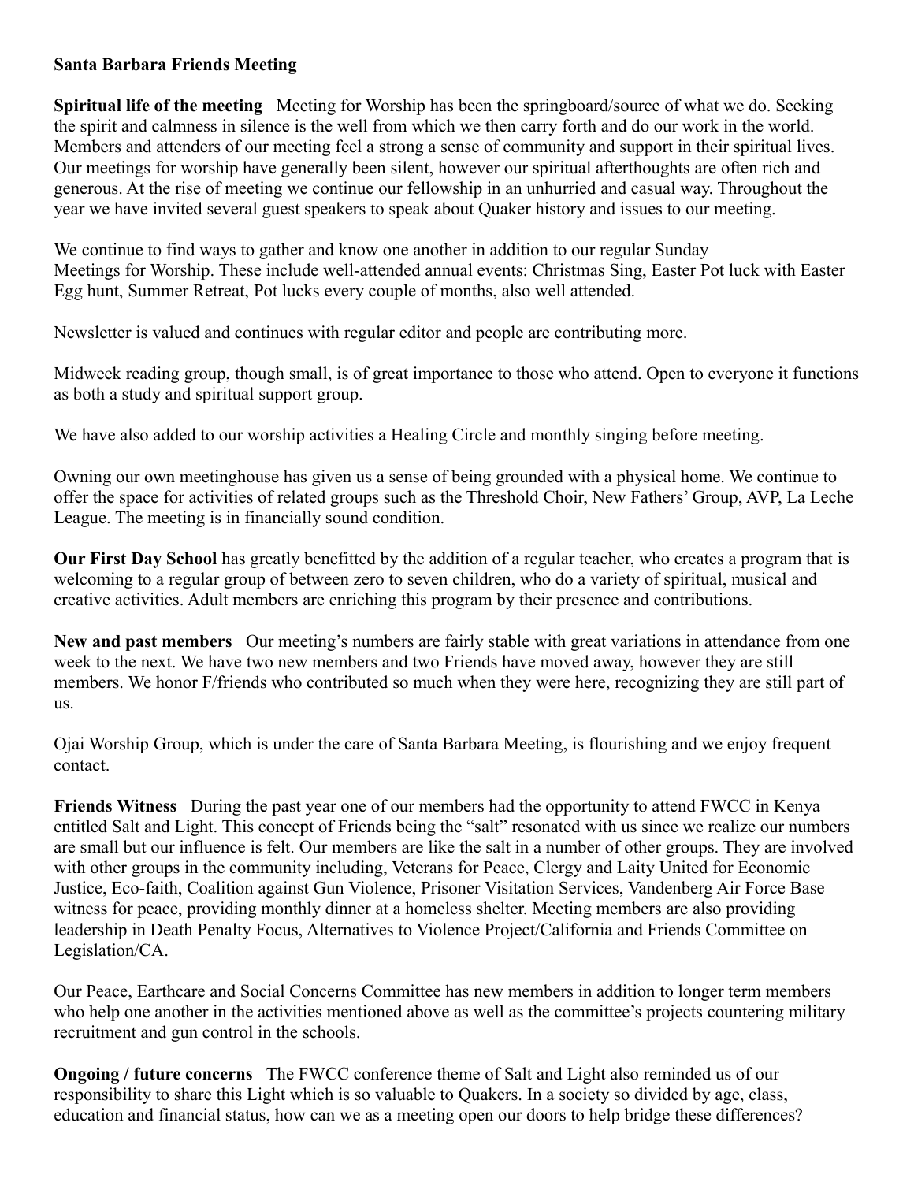**Santa Barbara Friends Meeting**

**Spiritual life of the meeting** Meeting for Worship has been the springboard/source of what we do. Seeking the spirit and calmness in silence is the well from which we then carry forth and do our work in the world. Members and attenders of our meeting feel a strong a sense of community and support in their spiritual lives. Our meetings for worship have generally been silent, however our spiritual afterthoughts are often rich and generous. At the rise of meeting we continue our fellowship in an unhurried and casual way. Throughout the year we have invited several guest speakers to speak about Quaker history and issues to our meeting.

We continue to find ways to gather and know one another in addition to our regular Sunday Meetings for Worship. These include well-attended annual events: Christmas Sing, Easter Pot luck with Easter Egg hunt, Summer Retreat, Pot lucks every couple of months, also well attended.

Newsletter is valued and continues with regular editor and people are contributing more.

Midweek reading group, though small, is of great importance to those who attend. Open to everyone it functions as both a study and spiritual support group.

We have also added to our worship activities a Healing Circle and monthly singing before meeting.

Owning our own meetinghouse has given us a sense of being grounded with a physical home. We continue to offer the space for activities of related groups such as the Threshold Choir, New Fathers' Group, AVP, La Leche League. The meeting is in financially sound condition.

**Our First Day School** has greatly benefitted by the addition of a regular teacher, who creates a program that is welcoming to a regular group of between zero to seven children, who do a variety of spiritual, musical and creative activities. Adult members are enriching this program by their presence and contributions.

**New and past members** Our meeting's numbers are fairly stable with great variations in attendance from one week to the next. We have two new members and two Friends have moved away, however they are still members. We honor F/friends who contributed so much when they were here, recognizing they are still part of us.

Ojai Worship Group, which is under the care of Santa Barbara Meeting, is flourishing and we enjoy frequent contact.

**Friends Witness** During the past year one of our members had the opportunity to attend FWCC in Kenya entitled Salt and Light. This concept of Friends being the "salt" resonated with us since we realize our numbers are small but our influence is felt. Our members are like the salt in a number of other groups. They are involved with other groups in the community including, Veterans for Peace, Clergy and Laity United for Economic Justice, Eco-faith, Coalition against Gun Violence, Prisoner Visitation Services, Vandenberg Air Force Base witness for peace, providing monthly dinner at a homeless shelter. Meeting members are also providing leadership in Death Penalty Focus, Alternatives to Violence Project/California and Friends Committee on Legislation/CA.

Our Peace, Earthcare and Social Concerns Committee has new members in addition to longer term members who help one another in the activities mentioned above as well as the committee's projects countering military recruitment and gun control in the schools.

**Ongoing / future concerns** The FWCC conference theme of Salt and Light also reminded us of our responsibility to share this Light which is so valuable to Quakers. In a society so divided by age, class, education and financial status, how can we as a meeting open our doors to help bridge these differences?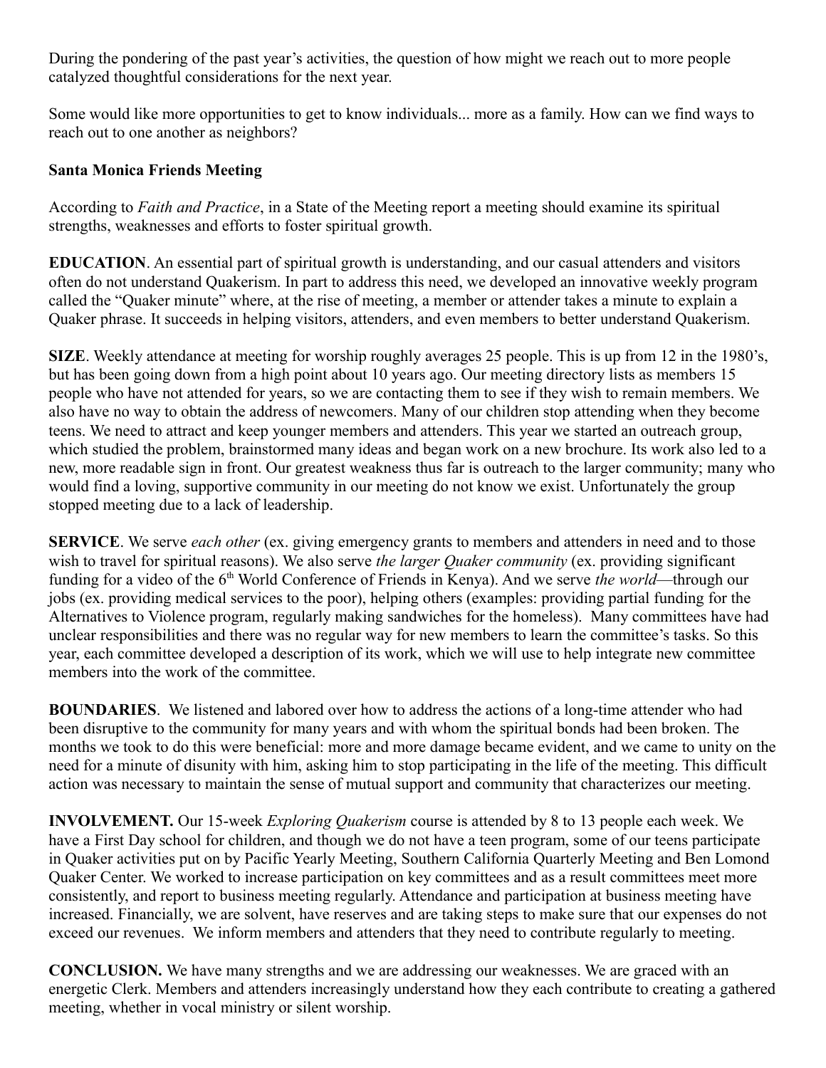During the pondering of the past year's activities, the question of how might we reach out to more people catalyzed thoughtful considerations for the next year.

Some would like more opportunities to get to know individuals... more as a family. How can we find ways to reach out to one another as neighbors?

**Santa Monica Friends Meeting**

According to *Faith and Practice*, in a State of the Meeting report a meeting should examine its spiritual strengths, weaknesses and efforts to foster spiritual growth.

**EDUCATION**. An essential part of spiritual growth is understanding, and our casual attenders and visitors often do not understand Quakerism. In part to address this need, we developed an innovative weekly program called the "Quaker minute" where, at the rise of meeting, a member or attender takes a minute to explain a Quaker phrase. It succeeds in helping visitors, attenders, and even members to better understand Quakerism.

**SIZE**. Weekly attendance at meeting for worship roughly averages 25 people. This is up from 12 in the 1980's, but has been going down from a high point about 10 years ago. Our meeting directory lists as members 15 people who have not attended for years, so we are contacting them to see if they wish to remain members. We also have no way to obtain the address of newcomers. Many of our children stop attending when they become teens. We need to attract and keep younger members and attenders. This year we started an outreach group, which studied the problem, brainstormed many ideas and began work on a new brochure. Its work also led to a new, more readable sign in front. Our greatest weakness thus far is outreach to the larger community; many who would find a loving, supportive community in our meeting do not know we exist. Unfortunately the group stopped meeting due to a lack of leadership.

**SERVICE**. We serve *each other* (ex. giving emergency grants to members and attenders in need and to those wish to travel for spiritual reasons). We also serve *the larger Quaker community* (ex. providing significant funding for a video of the 6th World Conference of Friends in Kenya). And we serve *the world*—through our jobs (ex. providing medical services to the poor), helping others (examples: providing partial funding for the Alternatives to Violence program, regularly making sandwiches for the homeless). Many committees have had unclear responsibilities and there was no regular way for new members to learn the committee's tasks. So this year, each committee developed a description of its work, which we will use to help integrate new committee members into the work of the committee.

**BOUNDARIES**. We listened and labored over how to address the actions of a long-time attender who had been disruptive to the community for many years and with whom the spiritual bonds had been broken. The months we took to do this were beneficial: more and more damage became evident, and we came to unity on the need for a minute of disunity with him, asking him to stop participating in the life of the meeting. This difficult action was necessary to maintain the sense of mutual support and community that characterizes our meeting.

**INVOLVEMENT.** Our 15-week *Exploring Quakerism* course is attended by 8 to 13 people each week. We have a First Day school for children, and though we do not have a teen program, some of our teens participate in Quaker activities put on by Pacific Yearly Meeting, Southern California Quarterly Meeting and Ben Lomond Quaker Center. We worked to increase participation on key committees and as a result committees meet more consistently, and report to business meeting regularly. Attendance and participation at business meeting have increased. Financially, we are solvent, have reserves and are taking steps to make sure that our expenses do not exceed our revenues. We inform members and attenders that they need to contribute regularly to meeting.

**CONCLUSION.** We have many strengths and we are addressing our weaknesses. We are graced with an energetic Clerk. Members and attenders increasingly understand how they each contribute to creating a gathered meeting, whether in vocal ministry or silent worship.